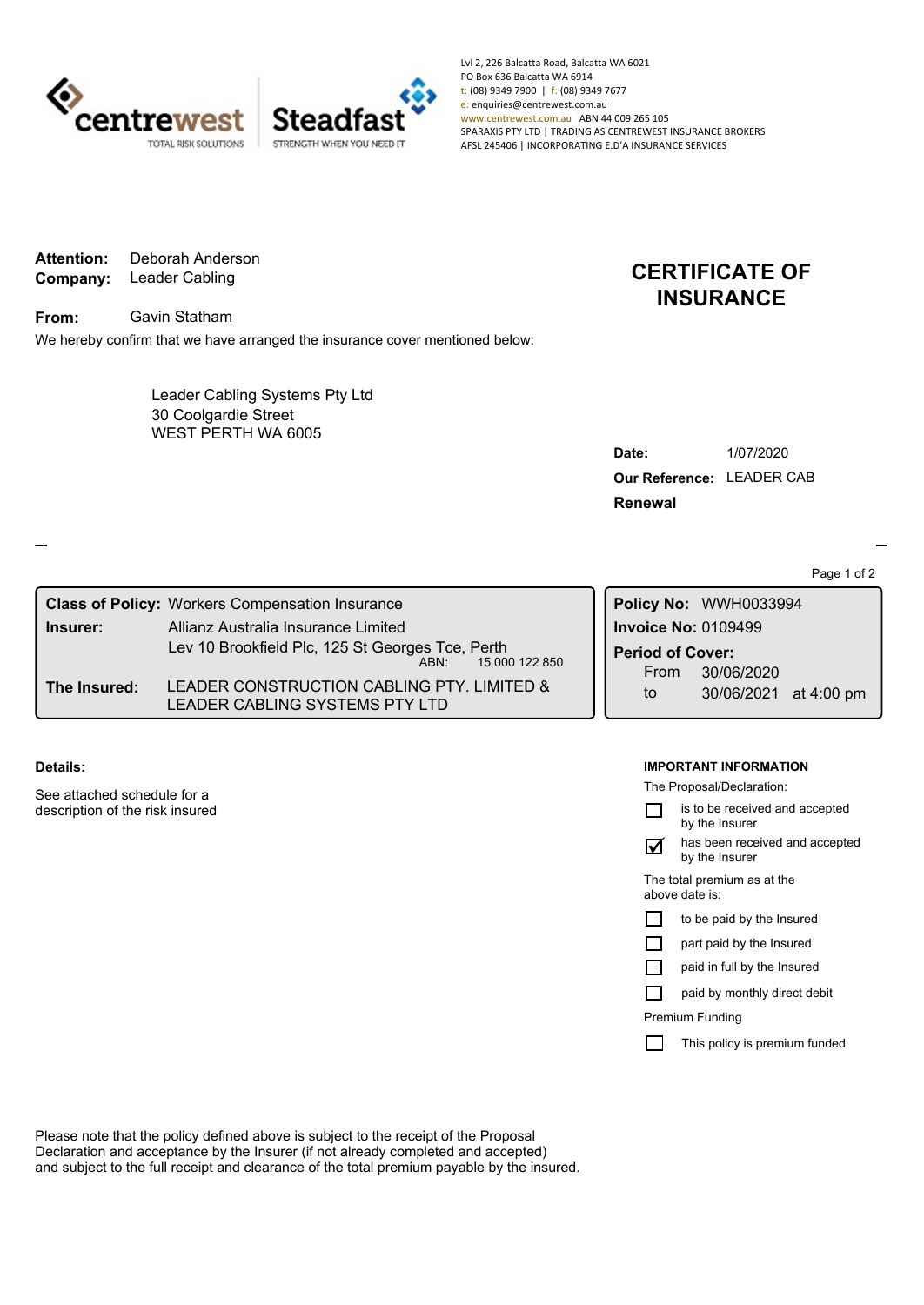**centrewest** TOTAL RISK SOLUTIONS | **Steadfast** STRENGTH WHEN YOU NEED IT

Lvl 2, 226 Balcatta Road, Balcatta WA 6021
PO Box 636 Balcatta WA 6914
t: (08) 9349 7900 | f: (08) 9349 7677
e: enquiries@centrewest.com.au
www.centrewest.com.au ABN 44 009 265 105
SPARAXIS PTY LTD | TRADING AS CENTREWEST INSURANCE BROKERS
AFSL 245406 | INCORPORATING E.D'A INSURANCE SERVICES

**Attention:** Deborah Anderson
**Company:** Leader Cabling

**From:** Gavin Statham

# CERTIFICATE OF INSURANCE

We hereby confirm that we have arranged the insurance cover mentioned below:

Leader Cabling Systems Pty Ltd
30 Coolgardie Street
WEST PERTH WA 6005

**Date:** 1/07/2020
**Our Reference:** LEADER CAB
**Renewal**

| | |
|---|---|
| **Class of Policy:** | Workers Compensation Insurance |
| **Insurer:** | Allianz Australia Insurance Limited<br>Lev 10 Brookfield Plc, 125 St Georges Tce, Perth<br>ABN: 15 000 122 850 |
| **The Insured:** | LEADER CONSTRUCTION CABLING PTY. LIMITED & LEADER CABLING SYSTEMS PTY LTD |

**Policy No:** WWH0033994
**Invoice No:** 0109499
**Period of Cover:**
From 30/06/2020
to 30/06/2021 at 4:00 pm

**Details:**

See attached schedule for a description of the risk insured

**IMPORTANT INFORMATION**

The Proposal/Declaration:

- ☐ is to be received and accepted by the Insurer
- ☑ has been received and accepted by the Insurer

The total premium as at the above date is:

- ☐ to be paid by the Insured
- ☐ part paid by the Insured
- ☐ paid in full by the Insured
- ☐ paid by monthly direct debit

Premium Funding

- ☐ This policy is premium funded

Please note that the policy defined above is subject to the receipt of the Proposal Declaration and acceptance by the Insurer (if not already completed and accepted) and subject to the full receipt and clearance of the total premium payable by the insured.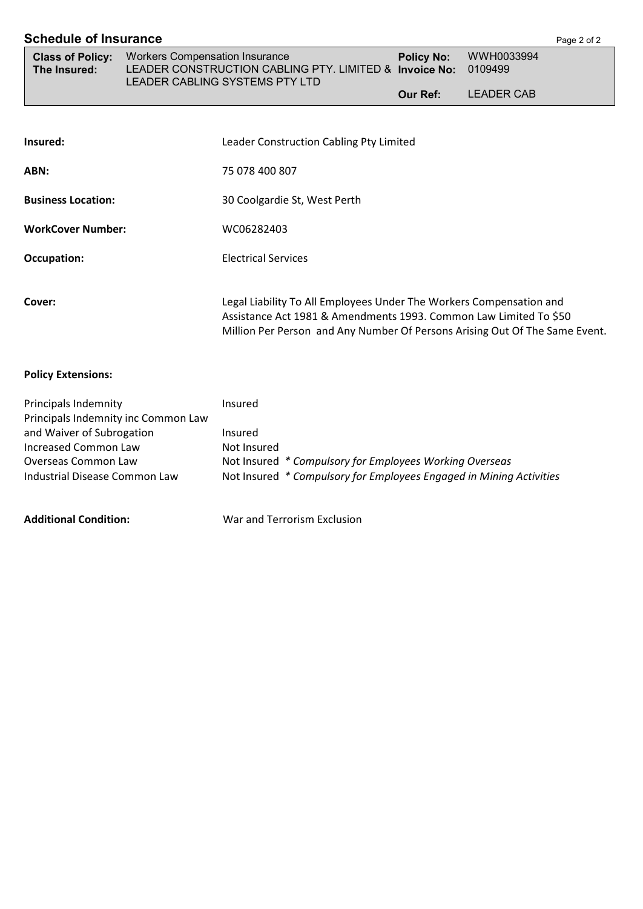## Schedule of Insurance

| | | | |
|---|---|---|---|
| **Class of Policy:** | Workers Compensation Insurance | **Policy No:** | WWH0033994 |
| **The Insured:** | LEADER CONSTRUCTION CABLING PTY. LIMITED & LEADER CABLING SYSTEMS PTY LTD | **Invoice No:** | 0109499 |
| | | **Our Ref:** | LEADER CAB |

| | |
|---|---|
| **Insured:** | Leader Construction Cabling Pty Limited |
| **ABN:** | 75 078 400 807 |
| **Business Location:** | 30 Coolgardie St, West Perth |
| **WorkCover Number:** | WC06282403 |
| **Occupation:** | Electrical Services |
| **Cover:** | Legal Liability To All Employees Under The Workers Compensation and Assistance Act 1981 & Amendments 1993. Common Law Limited To $50 Million Per Person and Any Number Of Persons Arising Out Of The Same Event. |

**Policy Extensions:**

| | |
|---|---|
| Principals Indemnity | Insured |
| Principals Indemnity inc Common Law and Waiver of Subrogation | Insured |
| Increased Common Law | Not Insured |
| Overseas Common Law | Not Insured *\* Compulsory for Employees Working Overseas* |
| Industrial Disease Common Law | Not Insured *\* Compulsory for Employees Engaged in Mining Activities* |

**Additional Condition:** War and Terrorism Exclusion